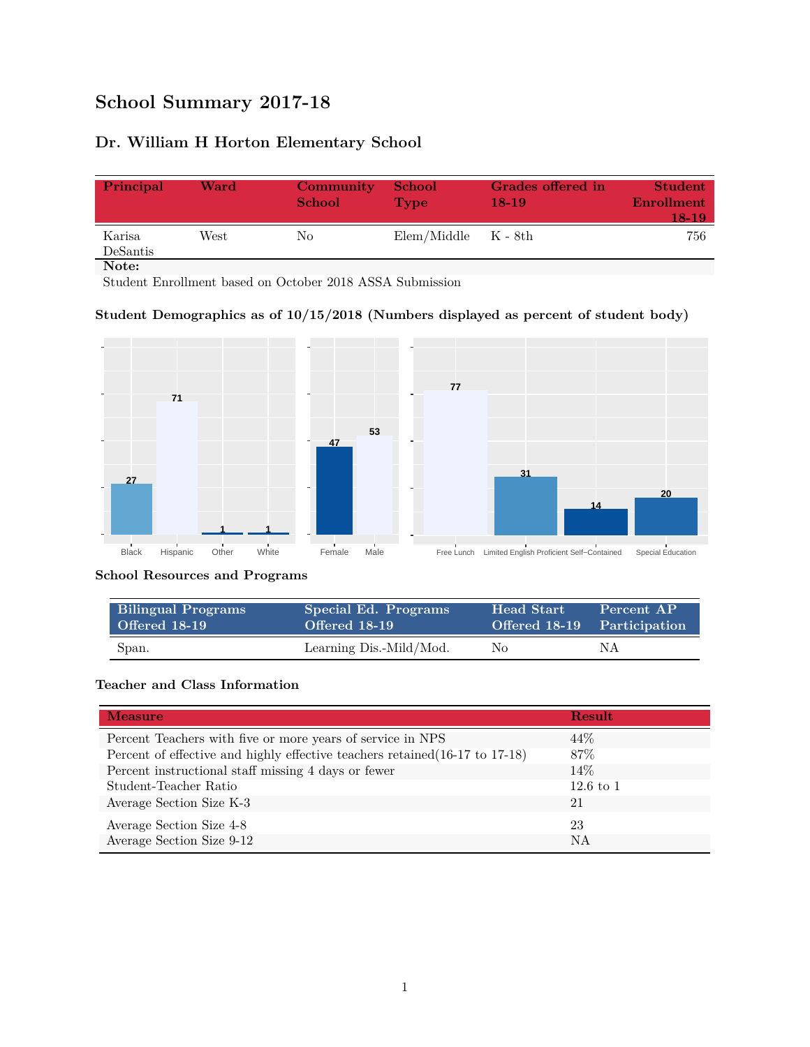# School Summary 2017-18

## Dr. William H Horton Elementary School

| Principal | Ward | Community School | School Type | Grades offered in 18-19 | Student Enrollment 18-19 |
|---|---|---|---|---|---|
| Karisa DeSantis | West | No | Elem/Middle | K - 8th | 756 |

**Note:**

Student Enrollment based on October 2018 ASSA Submission

### Student Demographics as of 10/15/2018 (Numbers displayed as percent of student body)

| Black | Hispanic | Other | White |
|---|---|---|---|
| 27 | 71 | 1 | 1 |

| Female | Male |
|---|---|
| 47 | 53 |

| Free Lunch | Limited English Proficient | Self-Contained | Special Education |
|---|---|---|---|
| 77 | 31 | 14 | 20 |

### School Resources and Programs

| Bilingual Programs Offered 18-19 | Special Ed. Programs Offered 18-19 | Head Start Offered 18-19 | Percent AP Participation |
|---|---|---|---|
| Span. | Learning Dis.-Mild/Mod. | No | NA |

### Teacher and Class Information

| Measure | Result |
|---|---|
| Percent Teachers with five or more years of service in NPS | 44% |
| Percent of effective and highly effective teachers retained(16-17 to 17-18) | 87% |
| Percent instructional staff missing 4 days or fewer | 14% |
| Student-Teacher Ratio | 12.6 to 1 |
| Average Section Size K-3 | 21 |
| Average Section Size 4-8 | 23 |
| Average Section Size 9-12 | NA |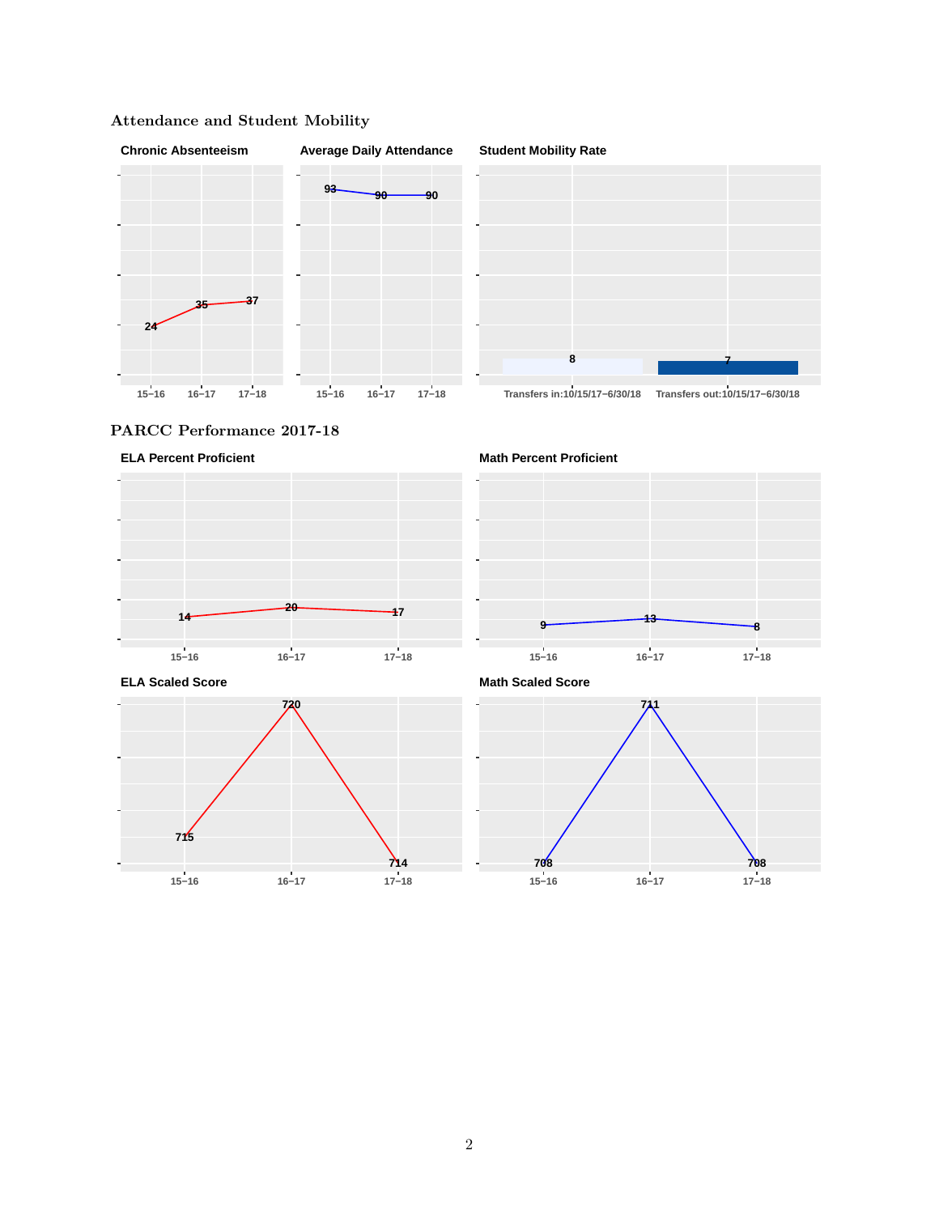## Attendance and Student Mobility

**Chronic Absenteeism**

24
35
37

15–16
16–17
17–18

**Average Daily Attendance**

93
90
90

15–16
16–17
17–18

**Student Mobility Rate**

8
7

Transfers in:10/15/17–6/30/18
Transfers out:10/15/17–6/30/18

## PARCC Performance 2017-18

**ELA Percent Proficient**

14
20
17

15–16
16–17
17–18

**Math Percent Proficient**

9
13
8

15–16
16–17
17–18

**ELA Scaled Score**

715
720
714

15–16
16–17
17–18

**Math Scaled Score**

708
711
708

15–16
16–17
17–18